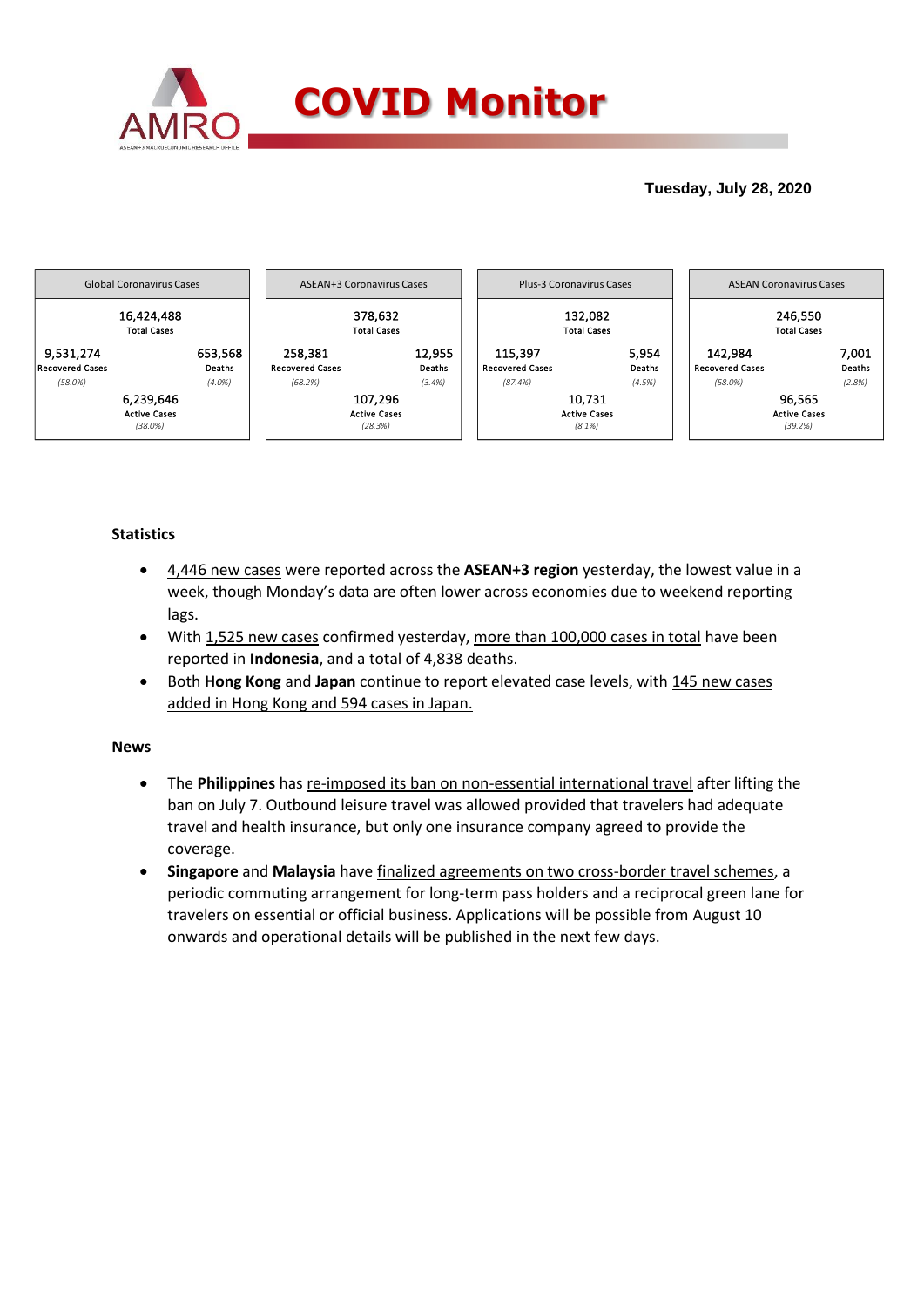# COVID Monitor

**Tuesday, July 28, 2020**

| Global Coronavirus Cases | | |
|---|---|---|
| | 16,424,488<br>Total Cases | |
| 9,531,274<br>Recovered Cases<br>*(58.0%)* | | 653,568<br>Deaths<br>*(4.0%)* |
| | 6,239,646<br>Active Cases<br>*(38.0%)* | |

| ASEAN+3 Coronavirus Cases | | |
|---|---|---|
| | 378,632<br>Total Cases | |
| 258,381<br>Recovered Cases<br>*(68.2%)* | | 12,955<br>Deaths<br>*(3.4%)* |
| | 107,296<br>Active Cases<br>*(28.3%)* | |

| Plus-3 Coronavirus Cases | | |
|---|---|---|
| | 132,082<br>Total Cases | |
| 115,397<br>Recovered Cases<br>*(87.4%)* | | 5,954<br>Deaths<br>*(4.5%)* |
| | 10,731<br>Active Cases<br>*(8.1%)* | |

| ASEAN Coronavirus Cases | | |
|---|---|---|
| | 246,550<br>Total Cases | |
| 142,984<br>Recovered Cases<br>*(58.0%)* | | 7,001<br>Deaths<br>*(2.8%)* |
| | 96,565<br>Active Cases<br>*(39.2%)* | |

## Statistics

- 4,446 new cases were reported across the **ASEAN+3 region** yesterday, the lowest value in a week, though Monday's data are often lower across economies due to weekend reporting lags.
- With 1,525 new cases confirmed yesterday, more than 100,000 cases in total have been reported in **Indonesia**, and a total of 4,838 deaths.
- Both **Hong Kong** and **Japan** continue to report elevated case levels, with 145 new cases added in Hong Kong and 594 cases in Japan.

## News

- The **Philippines** has re-imposed its ban on non-essential international travel after lifting the ban on July 7. Outbound leisure travel was allowed provided that travelers had adequate travel and health insurance, but only one insurance company agreed to provide the coverage.
- **Singapore** and **Malaysia** have finalized agreements on two cross-border travel schemes, a periodic commuting arrangement for long-term pass holders and a reciprocal green lane for travelers on essential or official business. Applications will be possible from August 10 onwards and operational details will be published in the next few days.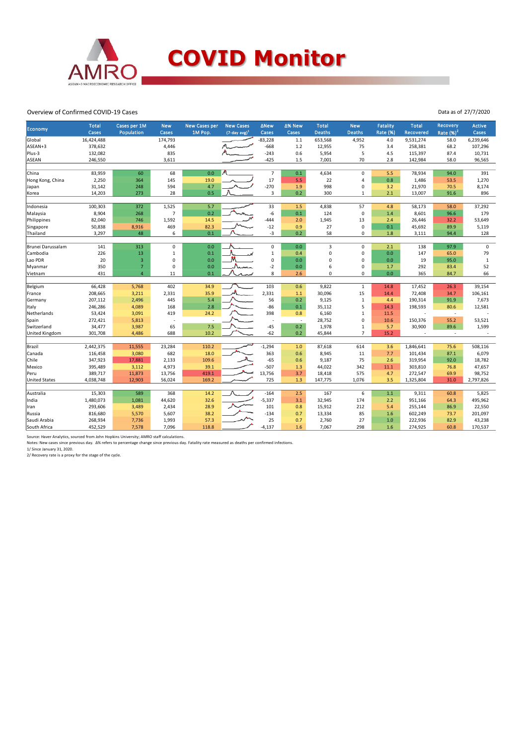# COVID Monitor

Overview of Confirmed COVID-19 Cases

Data as of 27/7/2020

| Economy | Total Cases | Cases per 1M Population | New Cases | New Cases per 1M Pop. | New Cases (7-day avg)[1] | ΔNew Cases | Δ% New Cases | Total Deaths | New Deaths | Fatality Rate (%) | Total Recovered | Recovery Rate (%)[2] | Active Cases |
|---|---|---|---|---|---|---|---|---|---|---|---|---|---|
| Global | 16,424,488 | | 174,793 | | | -83,228 | 1.1 | 653,568 | 4,952 | 4.0 | 9,531,274 | 58.0 | 6,239,646 |
| ASEAN+3 | 378,632 | | 4,446 | | | -668 | 1.2 | 12,955 | 75 | 3.4 | 258,381 | 68.2 | 107,296 |
| Plus-3 | 132,082 | | 835 | | | -243 | 0.6 | 5,954 | 5 | 4.5 | 115,397 | 87.4 | 10,731 |
| ASEAN | 246,550 | | 3,611 | | | -425 | 1.5 | 7,001 | 70 | 2.8 | 142,984 | 58.0 | 96,565 |
| | | | | | | | | | | | | | |
| China | 83,959 | 60 | 68 | 0.0 | | 7 | 0.1 | 4,634 | 0 | 5.5 | 78,934 | 94.0 | 391 |
| Hong Kong, China | 2,250 | 364 | 145 | 19.0 | | 17 | 5.5 | 22 | 4 | 0.8 | 1,486 | 53.5 | 1,270 |
| Japan | 31,142 | 248 | 594 | 4.7 | | -270 | 1.9 | 998 | 0 | 3.2 | 21,970 | 70.5 | 8,174 |
| Korea | 14,203 | 273 | 28 | 0.5 | | 3 | 0.2 | 300 | 1 | 2.1 | 13,007 | 91.6 | 896 |
| | | | | | | | | | | | | | |
| Indonesia | 100,303 | 372 | 1,525 | 5.7 | | 33 | 1.5 | 4,838 | 57 | 4.8 | 58,173 | 58.0 | 37,292 |
| Malaysia | 8,904 | 268 | 7 | 0.2 | | -6 | 0.1 | 124 | 0 | 1.4 | 8,601 | 96.6 | 179 |
| Philippines | 82,040 | 746 | 1,592 | 14.5 | | -444 | 2.0 | 1,945 | 13 | 2.4 | 26,446 | 32.2 | 53,649 |
| Singapore | 50,838 | 8,916 | 469 | 82.3 | | -12 | 0.9 | 27 | 0 | 0.1 | 45,692 | 89.9 | 5,119 |
| Thailand | 3,297 | 48 | 6 | 0.1 | | -3 | 0.2 | 58 | 0 | 1.8 | 3,111 | 94.4 | 128 |
| | | | | | | | | | | | | | |
| Brunei Darussalam | 141 | 313 | 0 | 0.0 | | 0 | 0.0 | 3 | 0 | 2.1 | 138 | 97.9 | 0 |
| Cambodia | 226 | 13 | 1 | 0.1 | | 1 | 0.4 | 0 | 0 | 0.0 | 147 | 65.0 | 79 |
| Lao PDR | 20 | 3 | 0 | 0.0 | | 0 | 0.0 | 0 | 0 | 0.0 | 19 | 95.0 | 1 |
| Myanmar | 350 | 7 | 0 | 0.0 | | -2 | 0.0 | 6 | 0 | 1.7 | 292 | 83.4 | 52 |
| Vietnam | 431 | 4 | 11 | 0.1 | | 8 | 2.6 | 0 | 0 | 0.0 | 365 | 84.7 | 66 |
| | | | | | | | | | | | | | |
| Belgium | 66,428 | 5,768 | 402 | 34.9 | | 103 | 0.6 | 9,822 | 1 | 14.8 | 17,452 | 26.3 | 39,154 |
| France | 208,665 | 3,211 | 2,331 | 35.9 | | 2,331 | 1.1 | 30,096 | 15 | 14.4 | 72,408 | 34.7 | 106,161 |
| Germany | 207,112 | 2,496 | 445 | 5.4 | | 56 | 0.2 | 9,125 | 1 | 4.4 | 190,314 | 91.9 | 7,673 |
| Italy | 246,286 | 4,089 | 168 | 2.8 | | -86 | 0.1 | 35,112 | 5 | 14.3 | 198,593 | 80.6 | 12,581 |
| Netherlands | 53,424 | 3,091 | 419 | 24.2 | | 398 | 0.8 | 6,160 | 1 | 11.5 | - | - | - |
| Spain | 272,421 | 5,813 | - | - | | - | - | 28,752 | 0 | 10.6 | 150,376 | 55.2 | 53,521 |
| Switzerland | 34,477 | 3,987 | 65 | 7.5 | | -45 | 0.2 | 1,978 | 1 | 5.7 | 30,900 | 89.6 | 1,599 |
| United Kingdom | 301,708 | 4,486 | 688 | 10.2 | | -62 | 0.2 | 45,844 | 7 | 15.2 | - | - | - |
| | | | | | | | | | | | | | |
| Brazil | 2,442,375 | 11,555 | 23,284 | 110.2 | | -1,294 | 1.0 | 87,618 | 614 | 3.6 | 1,846,641 | 75.6 | 508,116 |
| Canada | 116,458 | 3,080 | 682 | 18.0 | | 363 | 0.6 | 8,945 | 11 | 7.7 | 101,434 | 87.1 | 6,079 |
| Chile | 347,923 | 17,881 | 2,133 | 109.6 | | -65 | 0.6 | 9,187 | 75 | 2.6 | 319,954 | 92.0 | 18,782 |
| Mexico | 395,489 | 3,112 | 4,973 | 39.1 | | -507 | 1.3 | 44,022 | 342 | 11.1 | 303,810 | 76.8 | 47,657 |
| Peru | 389,717 | 11,873 | 13,756 | 419.1 | | 13,756 | 3.7 | 18,418 | 575 | 4.7 | 272,547 | 69.9 | 98,752 |
| United States | 4,038,748 | 12,903 | 56,024 | 169.2 | | 725 | 1.3 | 147,775 | 1,076 | 3.5 | 1,325,804 | 31.0 | 2,797,826 |
| | | | | | | | | | | | | | |
| Australia | 15,303 | 589 | 368 | 14.2 | | -164 | 2.5 | 167 | 6 | 1.1 | 9,311 | 60.8 | 5,825 |
| India | 1,480,073 | 1,081 | 44,620 | 32.6 | | -5,337 | 3.1 | 32,945 | 174 | 2.2 | 951,166 | 64.3 | 495,962 |
| Iran | 293,606 | 3,489 | 2,434 | 28.9 | | 101 | 0.8 | 15,912 | 212 | 5.4 | 255,144 | 86.9 | 22,550 |
| Russia | 816,680 | 5,570 | 5,607 | 38.2 | | -134 | 0.7 | 13,334 | 85 | 1.6 | 602,249 | 73.7 | 201,097 |
| Saudi Arabia | 268,934 | 7,736 | 1,993 | 57.3 | | 25 | 0.7 | 2,760 | 27 | 1.0 | 222,936 | 82.9 | 43,238 |
| South Africa | 452,529 | 7,578 | 7,096 | 118.8 | | -4,137 | 1.6 | 7,067 | 298 | 1.6 | 274,925 | 60.8 | 170,537 |

Source: Haver Analytics, sourced from John Hopkins University; AMRO staff calculations.

Notes: New cases since previous day. Δ% refers to percentage change since previous day. Fatality rate measured as deaths per confirmed infections.

1/ Since January 31, 2020.

2/ Recovery rate is a proxy for the stage of the cycle.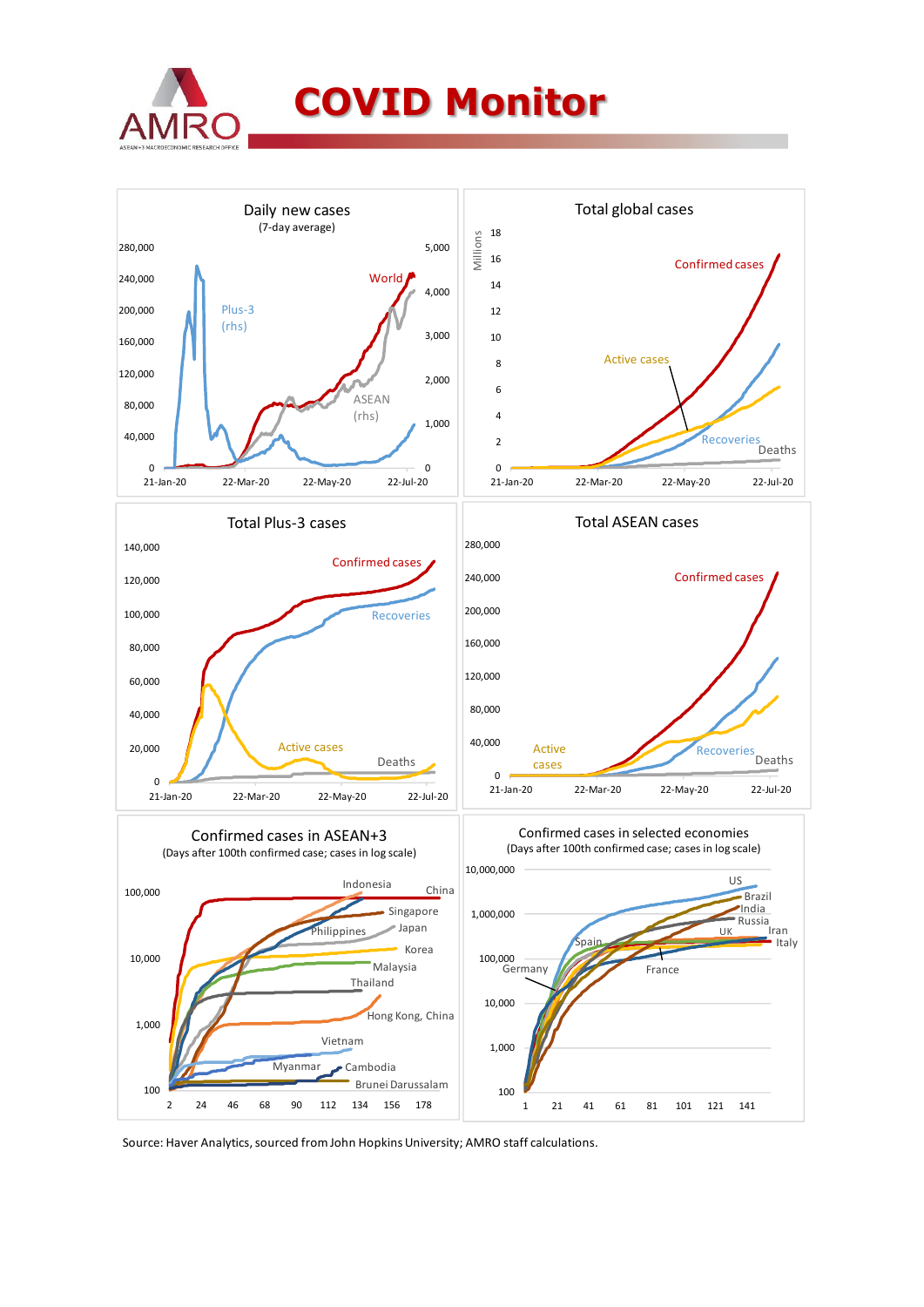# COVID Monitor

AMRO
ASEAN+3 MACROECONOMIC RESEARCH OFFICE

### Daily new cases
(7-day average)

280,000
240,000
200,000
160,000
120,000
80,000
40,000
0

5,000
4,000
3,000
2,000
1,000
0

World
Plus-3
(rhs)
ASEAN
(rhs)

21-Jan-20 22-Mar-20 22-May-20 22-Jul-20

### Total global cases

Millions

18
16
14
12
10
8
6
4
2
0

Confirmed cases
Active cases
Recoveries
Deaths

21-Jan-20 22-Mar-20 22-May-20 22-Jul-20

### Total Plus-3 cases

140,000
120,000
100,000
80,000
60,000
40,000
20,000
0

Confirmed cases
Recoveries
Active cases
Deaths

21-Jan-20 22-Mar-20 22-May-20 22-Jul-20

### Total ASEAN cases

280,000
240,000
200,000
160,000
120,000
80,000
40,000
0

Confirmed cases
Active cases
Recoveries
Deaths

21-Jan-20 22-Mar-20 22-May-20 22-Jul-20

### Confirmed cases in ASEAN+3
(Days after 100th confirmed case; cases in log scale)

100,000
10,000
1,000
100

Indonesia
China
Singapore
Japan
Philippines
Korea
Malaysia
Thailand
Hong Kong, China
Vietnam
Myanmar
Cambodia
Brunei Darussalam

2 24 46 68 90 112 134 156 178

### Confirmed cases in selected economies
(Days after 100th confirmed case; cases in log scale)

10,000,000
1,000,000
100,000
10,000
1,000
100

US
Brazil
India
Russia
UK
Iran
Italy
Spain
Germany
France

1 21 41 61 81 101 121 141

Source: Haver Analytics, sourced from John Hopkins University; AMRO staff calculations.